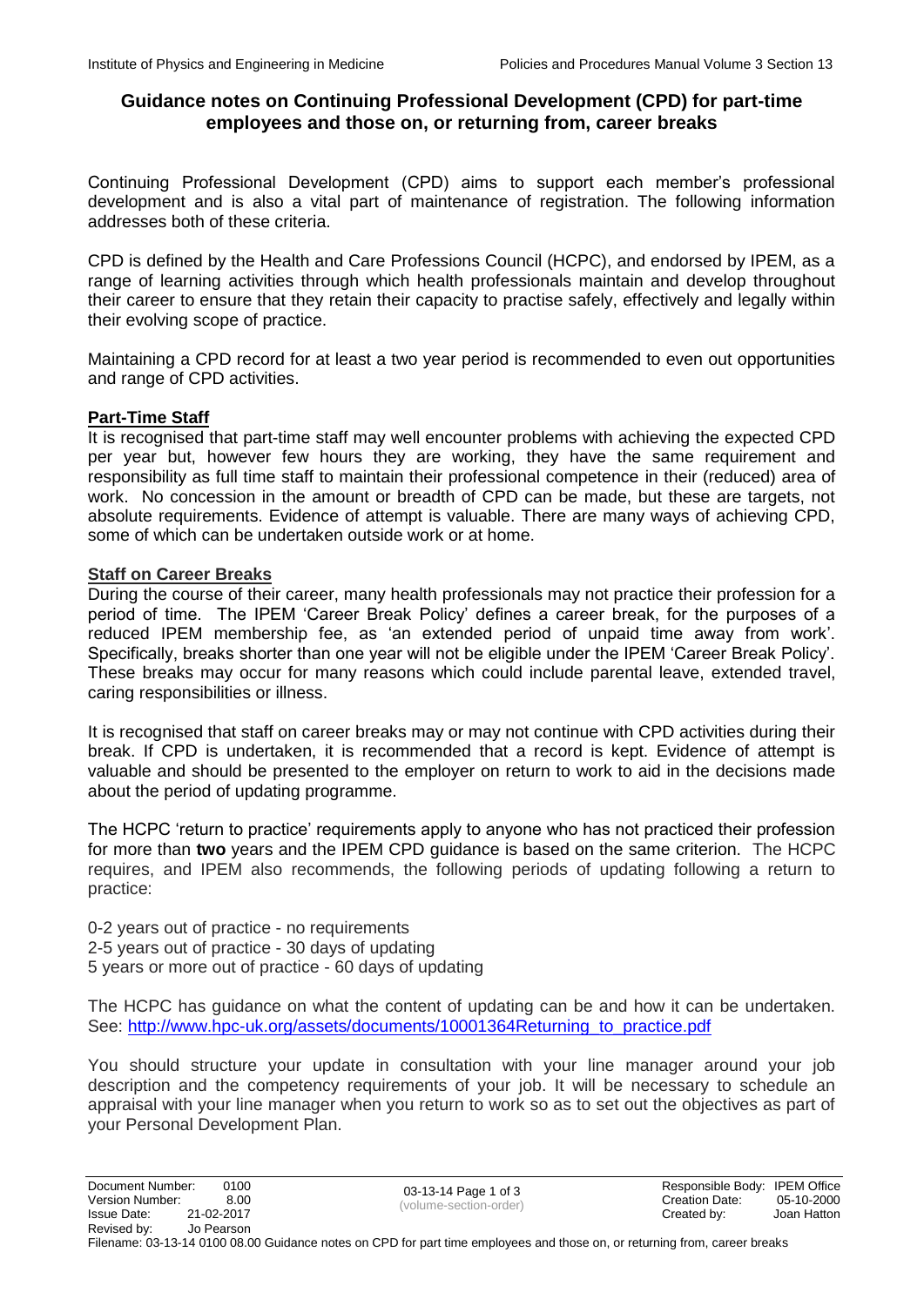# Guidance notes on Continuing Professional Development (CPD) for part-time employees and those on, or returning from, career breaks

Continuing Professional Development (CPD) aims to support each member's professional development and is also a vital part of maintenance of registration. The following information addresses both of these criteria.

CPD is defined by the Health and Care Professions Council (HCPC), and endorsed by IPEM, as a range of learning activities through which health professionals maintain and develop throughout their career to ensure that they retain their capacity to practise safely, effectively and legally within their evolving scope of practice.

Maintaining a CPD record for at least a two year period is recommended to even out opportunities and range of CPD activities.

## Part-Time Staff

It is recognised that part-time staff may well encounter problems with achieving the expected CPD per year but, however few hours they are working, they have the same requirement and responsibility as full time staff to maintain their professional competence in their (reduced) area of work. No concession in the amount or breadth of CPD can be made, but these are targets, not absolute requirements. Evidence of attempt is valuable. There are many ways of achieving CPD, some of which can be undertaken outside work or at home.

## Staff on Career Breaks

During the course of their career, many health professionals may not practice their profession for a period of time. The IPEM 'Career Break Policy' defines a career break, for the purposes of a reduced IPEM membership fee, as 'an extended period of unpaid time away from work'. Specifically, breaks shorter than one year will not be eligible under the IPEM 'Career Break Policy'. These breaks may occur for many reasons which could include parental leave, extended travel, caring responsibilities or illness.

It is recognised that staff on career breaks may or may not continue with CPD activities during their break. If CPD is undertaken, it is recommended that a record is kept. Evidence of attempt is valuable and should be presented to the employer on return to work to aid in the decisions made about the period of updating programme.

The HCPC 'return to practice' requirements apply to anyone who has not practiced their profession for more than **two** years and the IPEM CPD guidance is based on the same criterion. The HCPC requires, and IPEM also recommends, the following periods of updating following a return to practice:

0-2 years out of practice - no requirements
2-5 years out of practice - 30 days of updating
5 years or more out of practice - 60 days of updating

The HCPC has guidance on what the content of updating can be and how it can be undertaken. See: [http://www.hpc-uk.org/assets/documents/10001364Returning_to_practice.pdf](http://www.hpc-uk.org/assets/documents/10001364Returning_to_practice.pdf)

You should structure your update in consultation with your line manager around your job description and the competency requirements of your job. It will be necessary to schedule an appraisal with your line manager when you return to work so as to set out the objectives as part of your Personal Development Plan.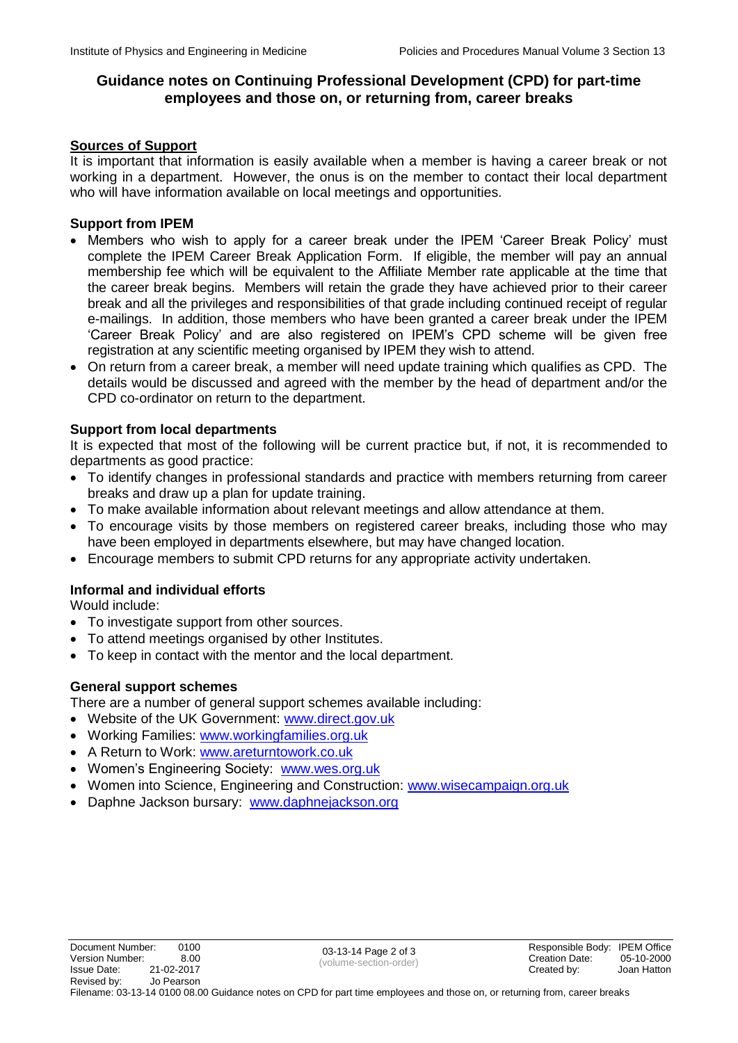## Guidance notes on Continuing Professional Development (CPD) for part-time employees and those on, or returning from, career breaks

### Sources of Support

It is important that information is easily available when a member is having a career break or not working in a department. However, the onus is on the member to contact their local department who will have information available on local meetings and opportunities.

### Support from IPEM

- Members who wish to apply for a career break under the IPEM 'Career Break Policy' must complete the IPEM Career Break Application Form. If eligible, the member will pay an annual membership fee which will be equivalent to the Affiliate Member rate applicable at the time that the career break begins. Members will retain the grade they have achieved prior to their career break and all the privileges and responsibilities of that grade including continued receipt of regular e-mailings. In addition, those members who have been granted a career break under the IPEM 'Career Break Policy' and are also registered on IPEM's CPD scheme will be given free registration at any scientific meeting organised by IPEM they wish to attend.
- On return from a career break, a member will need update training which qualifies as CPD. The details would be discussed and agreed with the member by the head of department and/or the CPD co-ordinator on return to the department.

### Support from local departments

It is expected that most of the following will be current practice but, if not, it is recommended to departments as good practice:

- To identify changes in professional standards and practice with members returning from career breaks and draw up a plan for update training.
- To make available information about relevant meetings and allow attendance at them.
- To encourage visits by those members on registered career breaks, including those who may have been employed in departments elsewhere, but may have changed location.
- Encourage members to submit CPD returns for any appropriate activity undertaken.

### Informal and individual efforts

Would include:

- To investigate support from other sources.
- To attend meetings organised by other Institutes.
- To keep in contact with the mentor and the local department.

### General support schemes

There are a number of general support schemes available including:

- Website of the UK Government: www.direct.gov.uk
- Working Families: www.workingfamilies.org.uk
- A Return to Work: www.areturntowork.co.uk
- Women's Engineering Society: www.wes.org.uk
- Women into Science, Engineering and Construction: www.wisecampaign.org.uk
- Daphne Jackson bursary: www.daphnejackson.org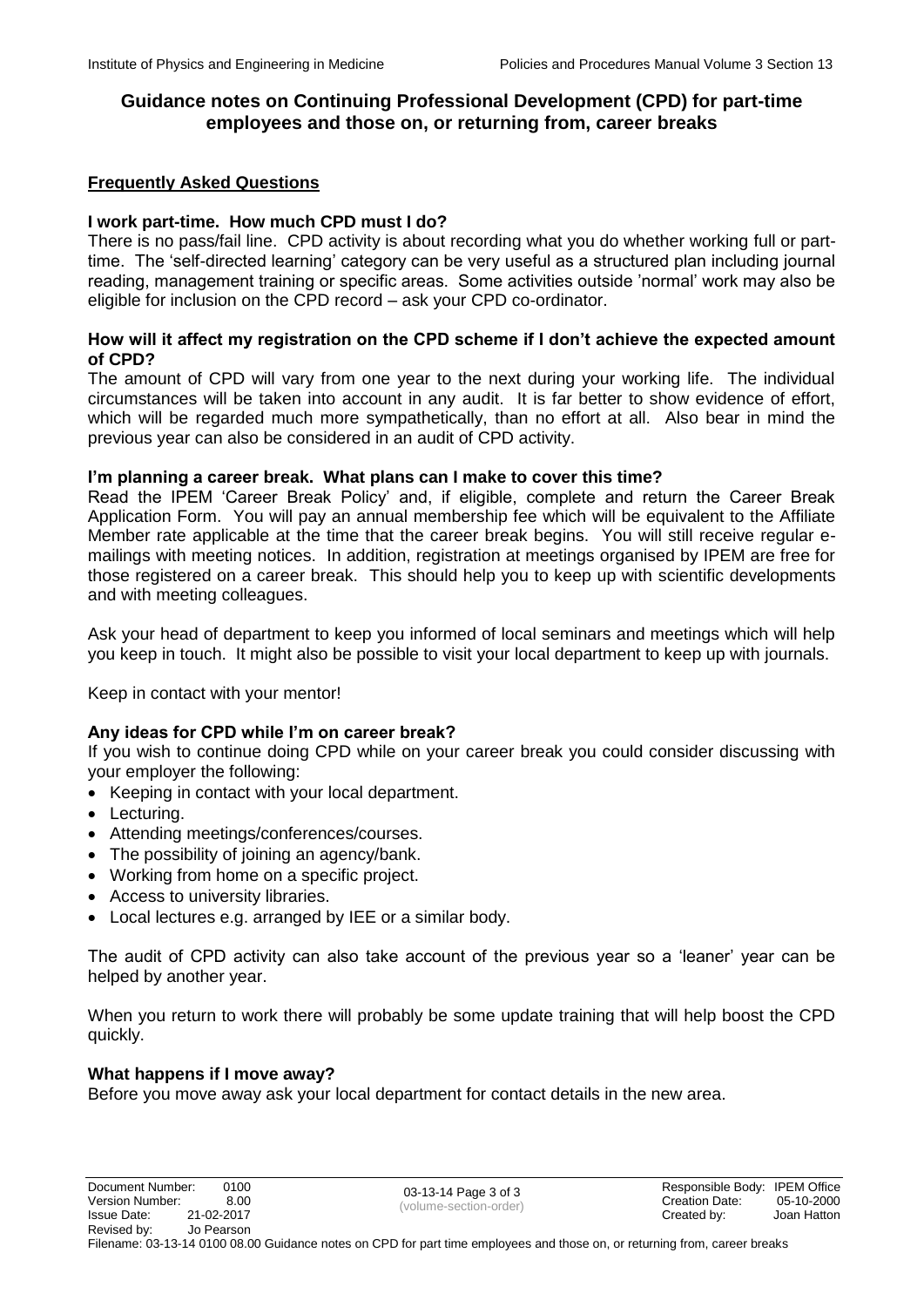## Guidance notes on Continuing Professional Development (CPD) for part-time employees and those on, or returning from, career breaks

### Frequently Asked Questions

**I work part-time. How much CPD must I do?**

There is no pass/fail line. CPD activity is about recording what you do whether working full or part-time. The 'self-directed learning' category can be very useful as a structured plan including journal reading, management training or specific areas. Some activities outside 'normal' work may also be eligible for inclusion on the CPD record – ask your CPD co-ordinator.

**How will it affect my registration on the CPD scheme if I don't achieve the expected amount of CPD?**

The amount of CPD will vary from one year to the next during your working life. The individual circumstances will be taken into account in any audit. It is far better to show evidence of effort, which will be regarded much more sympathetically, than no effort at all. Also bear in mind the previous year can also be considered in an audit of CPD activity.

**I'm planning a career break. What plans can I make to cover this time?**

Read the IPEM 'Career Break Policy' and, if eligible, complete and return the Career Break Application Form. You will pay an annual membership fee which will be equivalent to the Affiliate Member rate applicable at the time that the career break begins. You will still receive regular e-mailings with meeting notices. In addition, registration at meetings organised by IPEM are free for those registered on a career break. This should help you to keep up with scientific developments and with meeting colleagues.

Ask your head of department to keep you informed of local seminars and meetings which will help you keep in touch. It might also be possible to visit your local department to keep up with journals.

Keep in contact with your mentor!

**Any ideas for CPD while I'm on career break?**

If you wish to continue doing CPD while on your career break you could consider discussing with your employer the following:

- Keeping in contact with your local department.
- Lecturing.
- Attending meetings/conferences/courses.
- The possibility of joining an agency/bank.
- Working from home on a specific project.
- Access to university libraries.
- Local lectures e.g. arranged by IEE or a similar body.

The audit of CPD activity can also take account of the previous year so a 'leaner' year can be helped by another year.

When you return to work there will probably be some update training that will help boost the CPD quickly.

**What happens if I move away?**

Before you move away ask your local department for contact details in the new area.